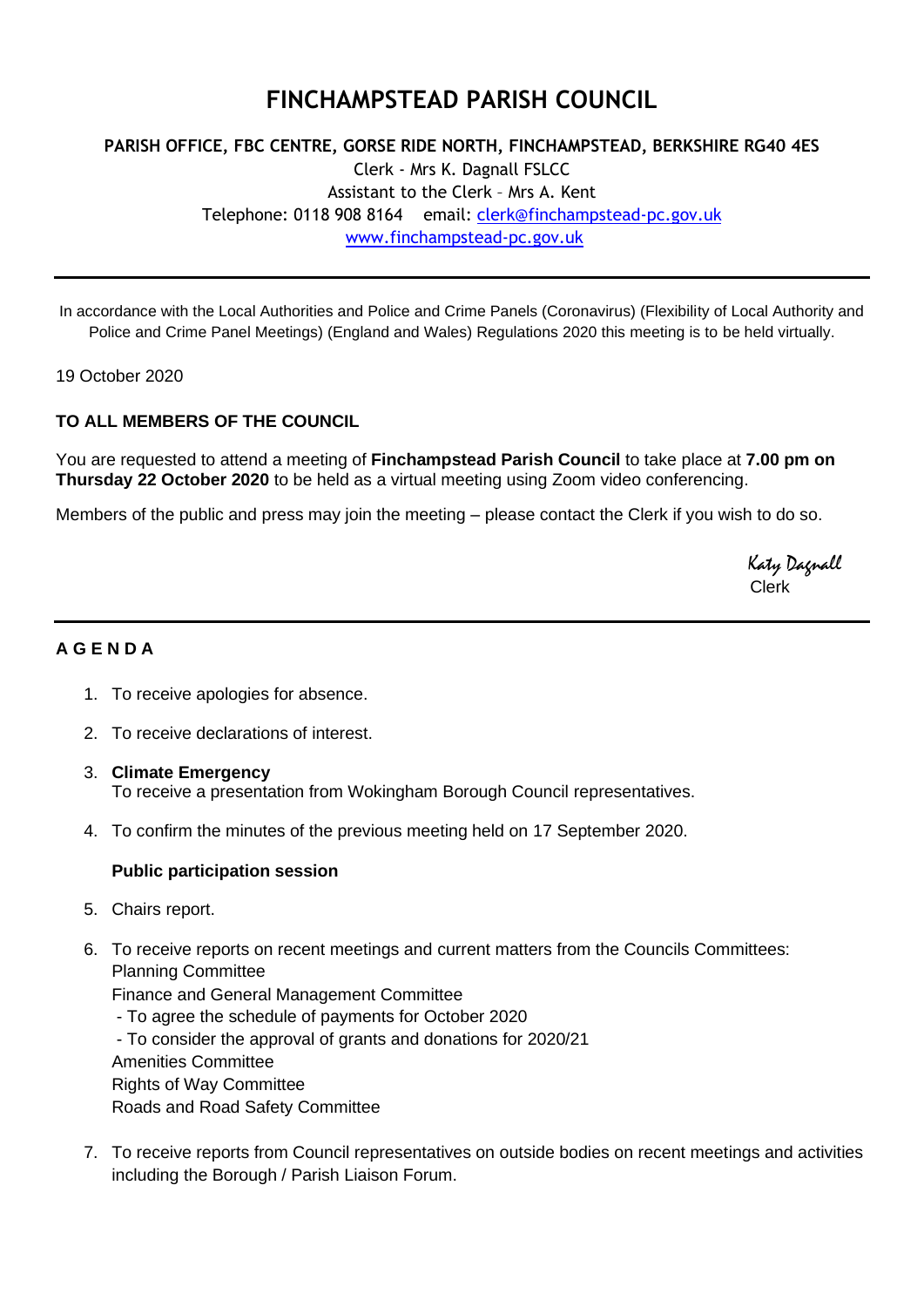# FINCHAMPSTEAD PARISH COUNCIL

**PARISH OFFICE, FBC CENTRE, GORSE RIDE NORTH, FINCHAMPSTEAD, BERKSHIRE RG40 4ES**

Clerk - Mrs K. Dagnall FSLCC
Assistant to the Clerk – Mrs A. Kent
Telephone: 0118 908 8164 email: clerk@finchampstead-pc.gov.uk
www.finchampstead-pc.gov.uk

---

In accordance with the Local Authorities and Police and Crime Panels (Coronavirus) (Flexibility of Local Authority and Police and Crime Panel Meetings) (England and Wales) Regulations 2020 this meeting is to be held virtually.

19 October 2020

**TO ALL MEMBERS OF THE COUNCIL**

You are requested to attend a meeting of **Finchampstead Parish Council** to take place at **7.00 pm on Thursday 22 October 2020** to be held as a virtual meeting using Zoom video conferencing.

Members of the public and press may join the meeting – please contact the Clerk if you wish to do so.

Katy Dagnall
Clerk

---

**A G E N D A**

1. To receive apologies for absence.
2. To receive declarations of interest.
3. **Climate Emergency**
   To receive a presentation from Wokingham Borough Council representatives.
4. To confirm the minutes of the previous meeting held on 17 September 2020.

   **Public participation session**

5. Chairs report.
6. To receive reports on recent meetings and current matters from the Councils Committees:
   Planning Committee
   Finance and General Management Committee
   - To agree the schedule of payments for October 2020
   - To consider the approval of grants and donations for 2020/21

   Amenities Committee
   Rights of Way Committee
   Roads and Road Safety Committee
7. To receive reports from Council representatives on outside bodies on recent meetings and activities including the Borough / Parish Liaison Forum.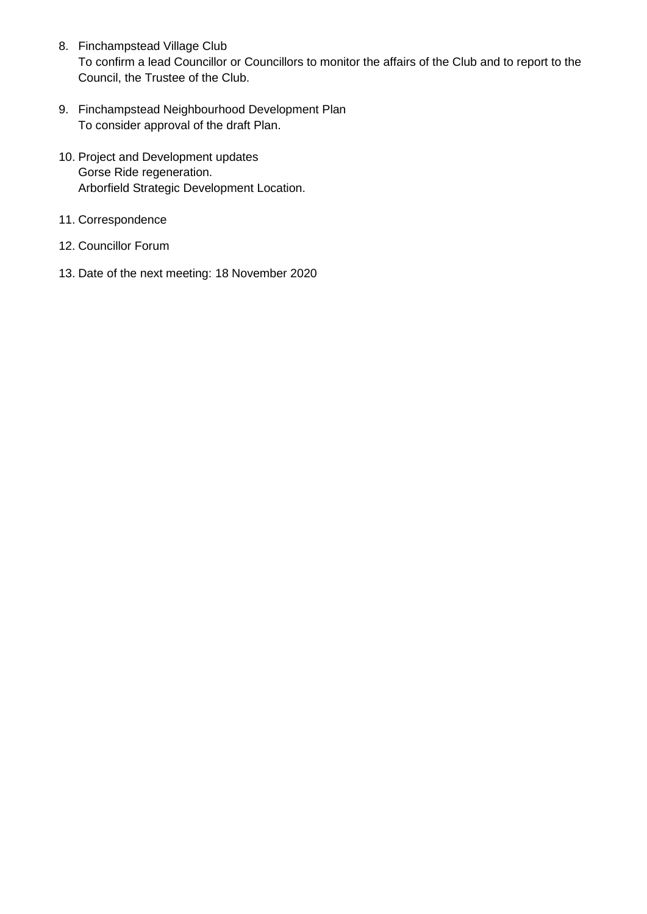8. Finchampstead Village Club
   To confirm a lead Councillor or Councillors to monitor the affairs of the Club and to report to the Council, the Trustee of the Club.

9. Finchampstead Neighbourhood Development Plan
   To consider approval of the draft Plan.

10. Project and Development updates
    Gorse Ride regeneration.
    Arborfield Strategic Development Location.

11. Correspondence

12. Councillor Forum

13. Date of the next meeting: 18 November 2020